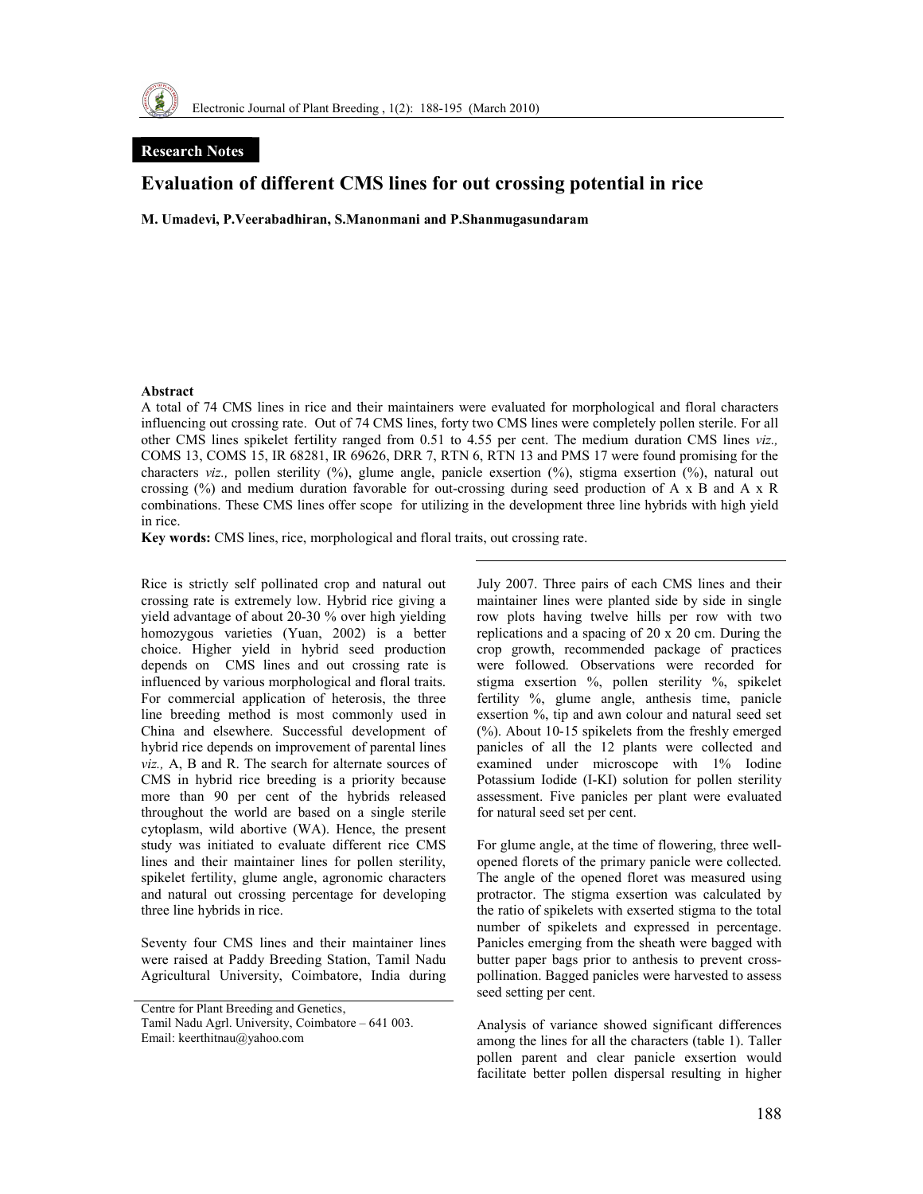**Research Notes**

# Evaluation of different CMS lines for out crossing potential in rice

**M. Umadevi, P.Veerabadhiran, S.Manonmani and P.Shanmugasundaram**

### Abstract

A total of 74 CMS lines in rice and their maintainers were evaluated for morphological and floral characters influencing out crossing rate. Out of 74 CMS lines, forty two CMS lines were completely pollen sterile. For all other CMS lines spikelet fertility ranged from 0.51 to 4.55 per cent. The medium duration CMS lines *viz.,* COMS 13, COMS 15, IR 68281, IR 69626, DRR 7, RTN 6, RTN 13 and PMS 17 were found promising for the characters *viz.,* pollen sterility (%), glume angle, panicle exsertion (%), stigma exsertion (%), natural out crossing (%) and medium duration favorable for out-crossing during seed production of A x B and A x R combinations. These CMS lines offer scope for utilizing in the development three line hybrids with high yield in rice.

**Key words:** CMS lines, rice, morphological and floral traits, out crossing rate.

Rice is strictly self pollinated crop and natural out crossing rate is extremely low. Hybrid rice giving a yield advantage of about 20-30 % over high yielding homozygous varieties (Yuan, 2002) is a better choice. Higher yield in hybrid seed production depends on CMS lines and out crossing rate is influenced by various morphological and floral traits. For commercial application of heterosis, the three line breeding method is most commonly used in China and elsewhere. Successful development of hybrid rice depends on improvement of parental lines *viz.,* A, B and R. The search for alternate sources of CMS in hybrid rice breeding is a priority because more than 90 per cent of the hybrids released throughout the world are based on a single sterile cytoplasm, wild abortive (WA). Hence, the present study was initiated to evaluate different rice CMS lines and their maintainer lines for pollen sterility, spikelet fertility, glume angle, agronomic characters and natural out crossing percentage for developing three line hybrids in rice.

Seventy four CMS lines and their maintainer lines were raised at Paddy Breeding Station, Tamil Nadu Agricultural University, Coimbatore, India during July 2007. Three pairs of each CMS lines and their maintainer lines were planted side by side in single row plots having twelve hills per row with two replications and a spacing of 20 x 20 cm. During the crop growth, recommended package of practices were followed. Observations were recorded for stigma exsertion %, pollen sterility %, spikelet fertility %, glume angle, anthesis time, panicle exsertion %, tip and awn colour and natural seed set (%). About 10-15 spikelets from the freshly emerged panicles of all the 12 plants were collected and examined under microscope with 1% Iodine Potassium Iodide (I-KI) solution for pollen sterility assessment. Five panicles per plant were evaluated for natural seed set per cent.

For glume angle, at the time of flowering, three well-opened florets of the primary panicle were collected. The angle of the opened floret was measured using protractor. The stigma exsertion was calculated by the ratio of spikelets with exserted stigma to the total number of spikelets and expressed in percentage. Panicles emerging from the sheath were bagged with butter paper bags prior to anthesis to prevent cross-pollination. Bagged panicles were harvested to assess seed setting per cent.

Analysis of variance showed significant differences among the lines for all the characters (table 1). Taller pollen parent and clear panicle exsertion would facilitate better pollen dispersal resulting in higher

Centre for Plant Breeding and Genetics,
Tamil Nadu Agrl. University, Coimbatore – 641 003.
Email: keerthitnau@yahoo.com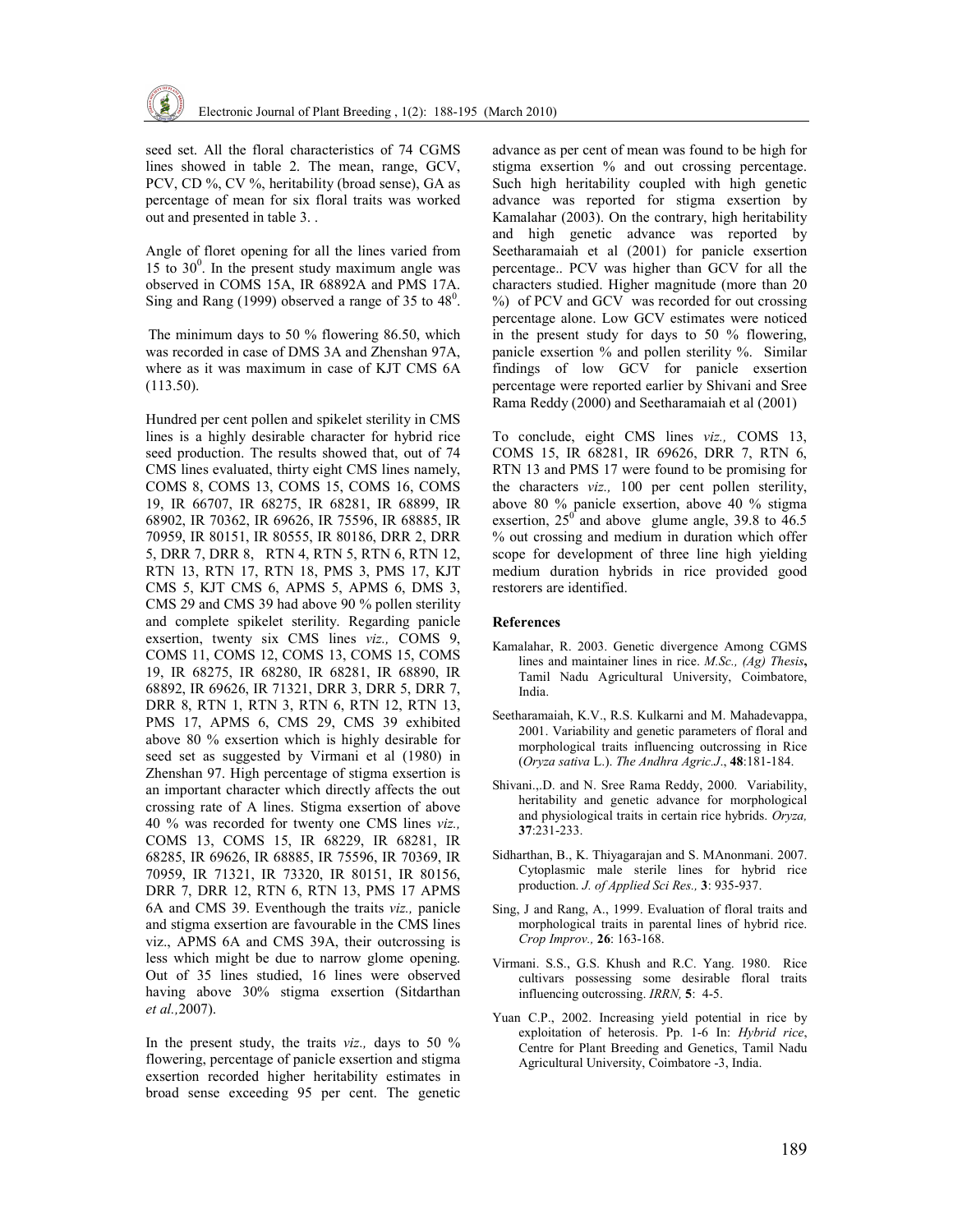seed set. All the floral characteristics of 74 CGMS lines showed in table 2. The mean, range, GCV, PCV, CD %, CV %, heritability (broad sense), GA as percentage of mean for six floral traits was worked out and presented in table 3. .

Angle of floret opening for all the lines varied from 15 to $30^0$. In the present study maximum angle was observed in COMS 15A, IR 68892A and PMS 17A. Sing and Rang (1999) observed a range of 35 to $48^0$.

The minimum days to 50 % flowering 86.50, which was recorded in case of DMS 3A and Zhenshan 97A, where as it was maximum in case of KJT CMS 6A (113.50).

Hundred per cent pollen and spikelet sterility in CMS lines is a highly desirable character for hybrid rice seed production. The results showed that, out of 74 CMS lines evaluated, thirty eight CMS lines namely, COMS 8, COMS 13, COMS 15, COMS 16, COMS 19, IR 66707, IR 68275, IR 68281, IR 68899, IR 68902, IR 70362, IR 69626, IR 75596, IR 68885, IR 70959, IR 80151, IR 80555, IR 80186, DRR 2, DRR 5, DRR 7, DRR 8, RTN 4, RTN 5, RTN 6, RTN 12, RTN 13, RTN 17, RTN 18, PMS 3, PMS 17, KJT CMS 5, KJT CMS 6, APMS 5, APMS 6, DMS 3, CMS 29 and CMS 39 had above 90 % pollen sterility and complete spikelet sterility. Regarding panicle exsertion, twenty six CMS lines *viz.,* COMS 9, COMS 11, COMS 12, COMS 13, COMS 15, COMS 19, IR 68275, IR 68280, IR 68281, IR 68890, IR 68892, IR 69626, IR 71321, DRR 3, DRR 5, DRR 7, DRR 8, RTN 1, RTN 3, RTN 6, RTN 12, RTN 13, PMS 17, APMS 6, CMS 29, CMS 39 exhibited above 80 % exsertion which is highly desirable for seed set as suggested by Virmani et al (1980) in Zhenshan 97. High percentage of stigma exsertion is an important character which directly affects the out crossing rate of A lines. Stigma exsertion of above 40 % was recorded for twenty one CMS lines *viz.,* COMS 13, COMS 15, IR 68229, IR 68281, IR 68285, IR 69626, IR 68885, IR 75596, IR 70369, IR 70959, IR 71321, IR 73320, IR 80151, IR 80156, DRR 7, DRR 12, RTN 6, RTN 13, PMS 17 APMS 6A and CMS 39. Eventhough the traits *viz.,* panicle and stigma exsertion are favourable in the CMS lines viz., APMS 6A and CMS 39A, their outcrossing is less which might be due to narrow glome opening. Out of 35 lines studied, 16 lines were observed having above 30% stigma exsertion (Sitdarthan *et al.,*2007).

In the present study, the traits *viz.,* days to 50 % flowering, percentage of panicle exsertion and stigma exsertion recorded higher heritability estimates in broad sense exceeding 95 per cent. The genetic advance as per cent of mean was found to be high for stigma exsertion % and out crossing percentage. Such high heritability coupled with high genetic advance was reported for stigma exsertion by Kamalahar (2003). On the contrary, high heritability and high genetic advance was reported by Seetharamaiah et al (2001) for panicle exsertion percentage.. PCV was higher than GCV for all the characters studied. Higher magnitude (more than 20 %) of PCV and GCV was recorded for out crossing percentage alone. Low GCV estimates were noticed in the present study for days to 50 % flowering, panicle exsertion % and pollen sterility %. Similar findings of low GCV for panicle exsertion percentage were reported earlier by Shivani and Sree Rama Reddy (2000) and Seetharamaiah et al (2001)

To conclude, eight CMS lines *viz.,* COMS 13, COMS 15, IR 68281, IR 69626, DRR 7, RTN 6, RTN 13 and PMS 17 were found to be promising for the characters *viz.,* 100 per cent pollen sterility, above 80 % panicle exsertion, above 40 % stigma exsertion, $25^0$ and above glume angle, 39.8 to 46.5 % out crossing and medium in duration which offer scope for development of three line high yielding medium duration hybrids in rice provided good restorers are identified.

## References

Kamalahar, R. 2003. Genetic divergence Among CGMS lines and maintainer lines in rice. *M.Sc., (Ag) Thesis***,** Tamil Nadu Agricultural University, Coimbatore, India.

Seetharamaiah, K.V., R.S. Kulkarni and M. Mahadevappa, 2001. Variability and genetic parameters of floral and morphological traits influencing outcrossing in Rice (*Oryza sativa* L.). *The Andhra Agric.J*., **48**:181-184.

Shivani.,.D. and N. Sree Rama Reddy, 2000. Variability, heritability and genetic advance for morphological and physiological traits in certain rice hybrids. *Oryza,* **37**:231-233.

Sidharthan, B., K. Thiyagarajan and S. MAnonmani. 2007. Cytoplasmic male sterile lines for hybrid rice production. *J. of Applied Sci Res.,* **3**: 935-937.

Sing, J and Rang, A., 1999. Evaluation of floral traits and morphological traits in parental lines of hybrid rice. *Crop Improv.,* **26**: 163-168.

Virmani. S.S., G.S. Khush and R.C. Yang. 1980. Rice cultivars possessing some desirable floral traits influencing outcrossing. *IRRN,* **5**: 4-5.

Yuan C.P., 2002. Increasing yield potential in rice by exploitation of heterosis. Pp. 1-6 In: *Hybrid rice*, Centre for Plant Breeding and Genetics, Tamil Nadu Agricultural University, Coimbatore -3, India.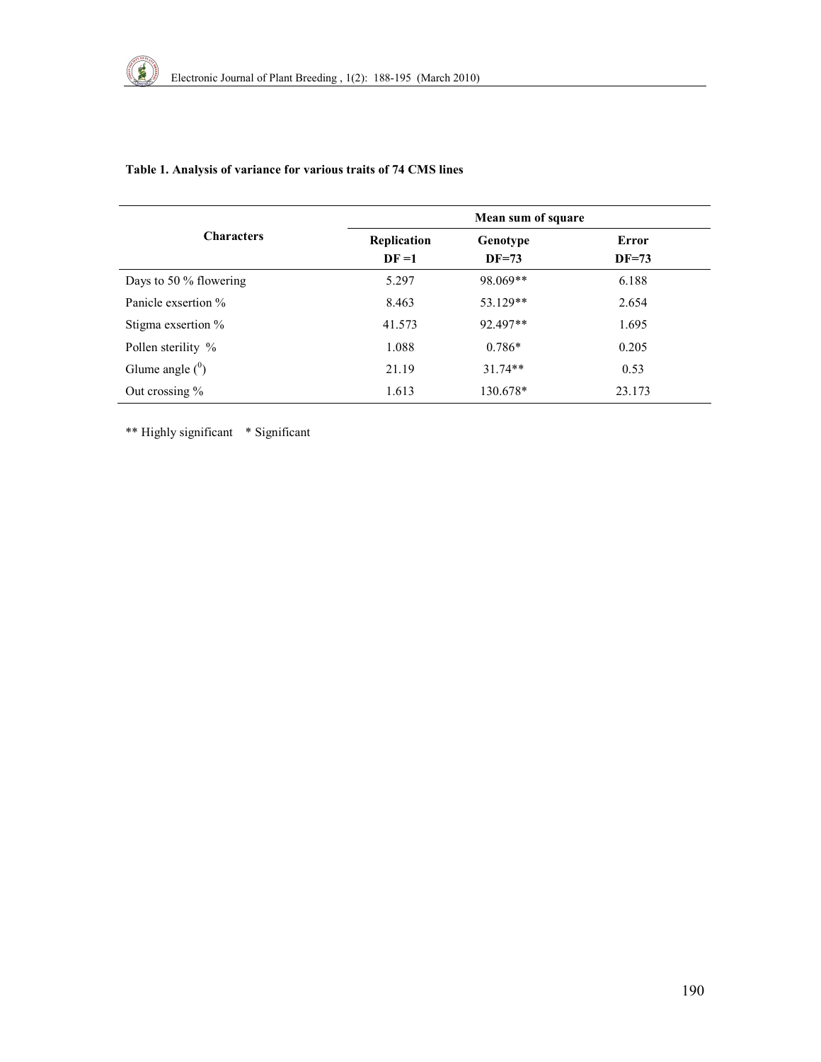**Table 1. Analysis of variance for various traits of 74 CMS lines**

| Characters | Mean sum of square | | |
|---|---|---|---|
| | Replication DF =1 | Genotype DF=73 | Error DF=73 |
| Days to 50 % flowering | 5.297 | 98.069** | 6.188 |
| Panicle exsertion % | 8.463 | 53.129** | 2.654 |
| Stigma exsertion % | 41.573 | 92.497** | 1.695 |
| Pollen sterility % | 1.088 | 0.786* | 0.205 |
| Glume angle ($^0$) | 21.19 | 31.74** | 0.53 |
| Out crossing % | 1.613 | 130.678* | 23.173 |

** Highly significant * Significant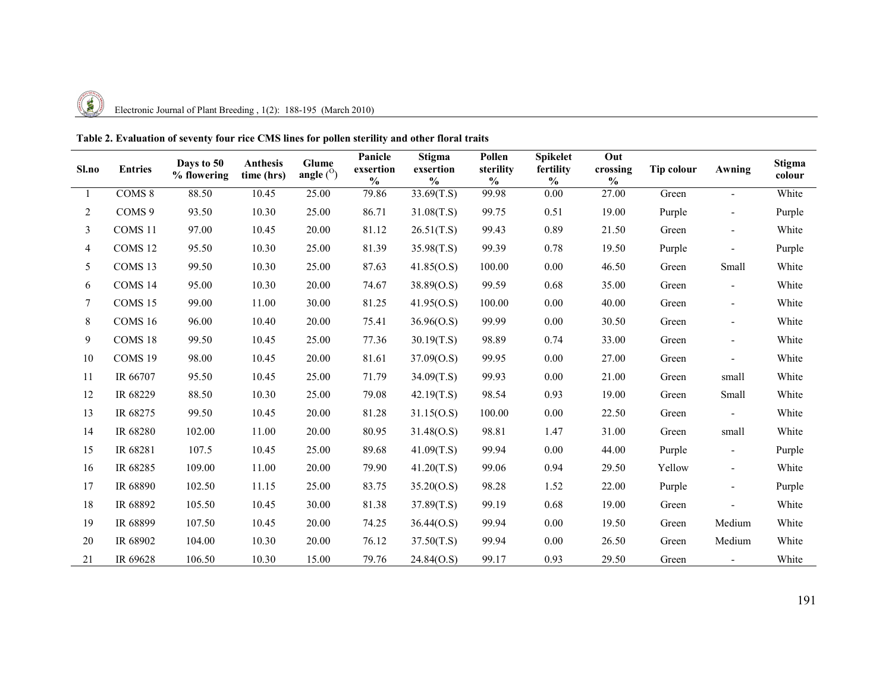**Table 2. Evaluation of seventy four rice CMS lines for pollen sterility and other floral traits**

| Sl.no | Entries | Days to 50 % flowering | Anthesis time (hrs) | Glume angle ($^{O}$) | Panicle exsertion % | Stigma exsertion % | Pollen sterility % | Spikelet fertility % | Out crossing % | Tip colour | Awning | Stigma colour |
|---|---|---|---|---|---|---|---|---|---|---|---|---|
| 1 | COMS 8 | 88.50 | 10.45 | 25.00 | 79.86 | 33.69(T.S) | 99.98 | 0.00 | 27.00 | Green | - | White |
| 2 | COMS 9 | 93.50 | 10.30 | 25.00 | 86.71 | 31.08(T.S) | 99.75 | 0.51 | 19.00 | Purple | - | Purple |
| 3 | COMS 11 | 97.00 | 10.45 | 20.00 | 81.12 | 26.51(T.S) | 99.43 | 0.89 | 21.50 | Green | - | White |
| 4 | COMS 12 | 95.50 | 10.30 | 25.00 | 81.39 | 35.98(T.S) | 99.39 | 0.78 | 19.50 | Purple | - | Purple |
| 5 | COMS 13 | 99.50 | 10.30 | 25.00 | 87.63 | 41.85(O.S) | 100.00 | 0.00 | 46.50 | Green | Small | White |
| 6 | COMS 14 | 95.00 | 10.30 | 20.00 | 74.67 | 38.89(O.S) | 99.59 | 0.68 | 35.00 | Green | - | White |
| 7 | COMS 15 | 99.00 | 11.00 | 30.00 | 81.25 | 41.95(O.S) | 100.00 | 0.00 | 40.00 | Green | - | White |
| 8 | COMS 16 | 96.00 | 10.40 | 20.00 | 75.41 | 36.96(O.S) | 99.99 | 0.00 | 30.50 | Green | - | White |
| 9 | COMS 18 | 99.50 | 10.45 | 25.00 | 77.36 | 30.19(T.S) | 98.89 | 0.74 | 33.00 | Green | - | White |
| 10 | COMS 19 | 98.00 | 10.45 | 20.00 | 81.61 | 37.09(O.S) | 99.95 | 0.00 | 27.00 | Green | - | White |
| 11 | IR 66707 | 95.50 | 10.45 | 25.00 | 71.79 | 34.09(T.S) | 99.93 | 0.00 | 21.00 | Green | small | White |
| 12 | IR 68229 | 88.50 | 10.30 | 25.00 | 79.08 | 42.19(T.S) | 98.54 | 0.93 | 19.00 | Green | Small | White |
| 13 | IR 68275 | 99.50 | 10.45 | 20.00 | 81.28 | 31.15(O.S) | 100.00 | 0.00 | 22.50 | Green | - | White |
| 14 | IR 68280 | 102.00 | 11.00 | 20.00 | 80.95 | 31.48(O.S) | 98.81 | 1.47 | 31.00 | Green | small | White |
| 15 | IR 68281 | 107.5 | 10.45 | 25.00 | 89.68 | 41.09(T.S) | 99.94 | 0.00 | 44.00 | Purple | - | Purple |
| 16 | IR 68285 | 109.00 | 11.00 | 20.00 | 79.90 | 41.20(T.S) | 99.06 | 0.94 | 29.50 | Yellow | - | White |
| 17 | IR 68890 | 102.50 | 11.15 | 25.00 | 83.75 | 35.20(O.S) | 98.28 | 1.52 | 22.00 | Purple | - | Purple |
| 18 | IR 68892 | 105.50 | 10.45 | 30.00 | 81.38 | 37.89(T.S) | 99.19 | 0.68 | 19.00 | Green | - | White |
| 19 | IR 68899 | 107.50 | 10.45 | 20.00 | 74.25 | 36.44(O.S) | 99.94 | 0.00 | 19.50 | Green | Medium | White |
| 20 | IR 68902 | 104.00 | 10.30 | 20.00 | 76.12 | 37.50(T.S) | 99.94 | 0.00 | 26.50 | Green | Medium | White |
| 21 | IR 69628 | 106.50 | 10.30 | 15.00 | 79.76 | 24.84(O.S) | 99.17 | 0.93 | 29.50 | Green | - | White |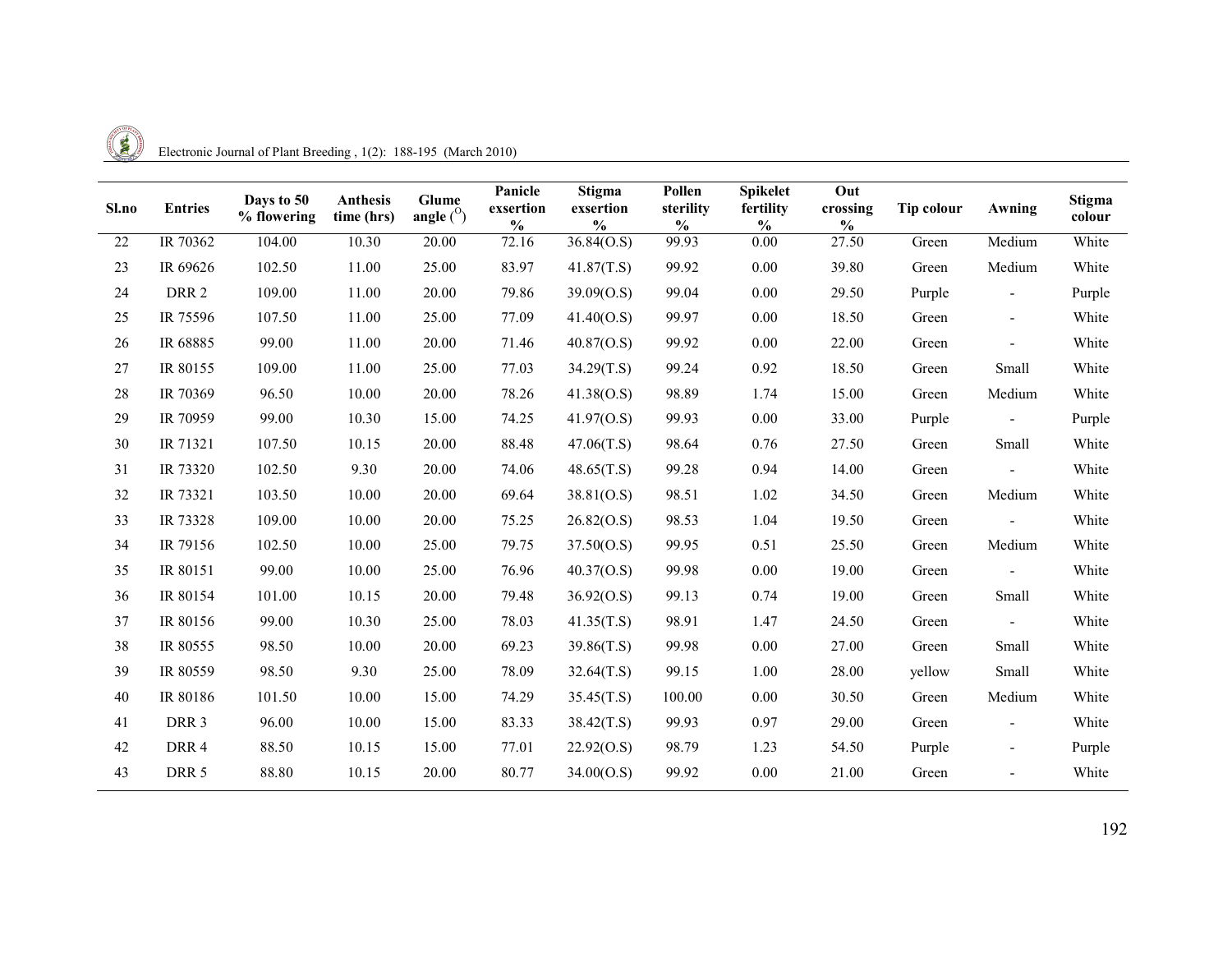| Sl.no | Entries | Days to 50 % flowering | Anthesis time (hrs) | Glume angle ($^{O}$) | Panicle exsertion % | Stigma exsertion % | Pollen sterility % | Spikelet fertility % | Out crossing % | Tip colour | Awning | Stigma colour |
|---|---|---|---|---|---|---|---|---|---|---|---|---|
| 22 | IR 70362 | 104.00 | 10.30 | 20.00 | 72.16 | 36.84(O.S) | 99.93 | 0.00 | 27.50 | Green | Medium | White |
| 23 | IR 69626 | 102.50 | 11.00 | 25.00 | 83.97 | 41.87(T.S) | 99.92 | 0.00 | 39.80 | Green | Medium | White |
| 24 | DRR 2 | 109.00 | 11.00 | 20.00 | 79.86 | 39.09(O.S) | 99.04 | 0.00 | 29.50 | Purple | - | Purple |
| 25 | IR 75596 | 107.50 | 11.00 | 25.00 | 77.09 | 41.40(O.S) | 99.97 | 0.00 | 18.50 | Green | - | White |
| 26 | IR 68885 | 99.00 | 11.00 | 20.00 | 71.46 | 40.87(O.S) | 99.92 | 0.00 | 22.00 | Green | - | White |
| 27 | IR 80155 | 109.00 | 11.00 | 25.00 | 77.03 | 34.29(T.S) | 99.24 | 0.92 | 18.50 | Green | Small | White |
| 28 | IR 70369 | 96.50 | 10.00 | 20.00 | 78.26 | 41.38(O.S) | 98.89 | 1.74 | 15.00 | Green | Medium | White |
| 29 | IR 70959 | 99.00 | 10.30 | 15.00 | 74.25 | 41.97(O.S) | 99.93 | 0.00 | 33.00 | Purple | - | Purple |
| 30 | IR 71321 | 107.50 | 10.15 | 20.00 | 88.48 | 47.06(T.S) | 98.64 | 0.76 | 27.50 | Green | Small | White |
| 31 | IR 73320 | 102.50 | 9.30 | 20.00 | 74.06 | 48.65(T.S) | 99.28 | 0.94 | 14.00 | Green | - | White |
| 32 | IR 73321 | 103.50 | 10.00 | 20.00 | 69.64 | 38.81(O.S) | 98.51 | 1.02 | 34.50 | Green | Medium | White |
| 33 | IR 73328 | 109.00 | 10.00 | 20.00 | 75.25 | 26.82(O.S) | 98.53 | 1.04 | 19.50 | Green | - | White |
| 34 | IR 79156 | 102.50 | 10.00 | 25.00 | 79.75 | 37.50(O.S) | 99.95 | 0.51 | 25.50 | Green | Medium | White |
| 35 | IR 80151 | 99.00 | 10.00 | 25.00 | 76.96 | 40.37(O.S) | 99.98 | 0.00 | 19.00 | Green | - | White |
| 36 | IR 80154 | 101.00 | 10.15 | 20.00 | 79.48 | 36.92(O.S) | 99.13 | 0.74 | 19.00 | Green | Small | White |
| 37 | IR 80156 | 99.00 | 10.30 | 25.00 | 78.03 | 41.35(T.S) | 98.91 | 1.47 | 24.50 | Green | - | White |
| 38 | IR 80555 | 98.50 | 10.00 | 20.00 | 69.23 | 39.86(T.S) | 99.98 | 0.00 | 27.00 | Green | Small | White |
| 39 | IR 80559 | 98.50 | 9.30 | 25.00 | 78.09 | 32.64(T.S) | 99.15 | 1.00 | 28.00 | yellow | Small | White |
| 40 | IR 80186 | 101.50 | 10.00 | 15.00 | 74.29 | 35.45(T.S) | 100.00 | 0.00 | 30.50 | Green | Medium | White |
| 41 | DRR 3 | 96.00 | 10.00 | 15.00 | 83.33 | 38.42(T.S) | 99.93 | 0.97 | 29.00 | Green | - | White |
| 42 | DRR 4 | 88.50 | 10.15 | 15.00 | 77.01 | 22.92(O.S) | 98.79 | 1.23 | 54.50 | Purple | - | Purple |
| 43 | DRR 5 | 88.80 | 10.15 | 20.00 | 80.77 | 34.00(O.S) | 99.92 | 0.00 | 21.00 | Green | - | White |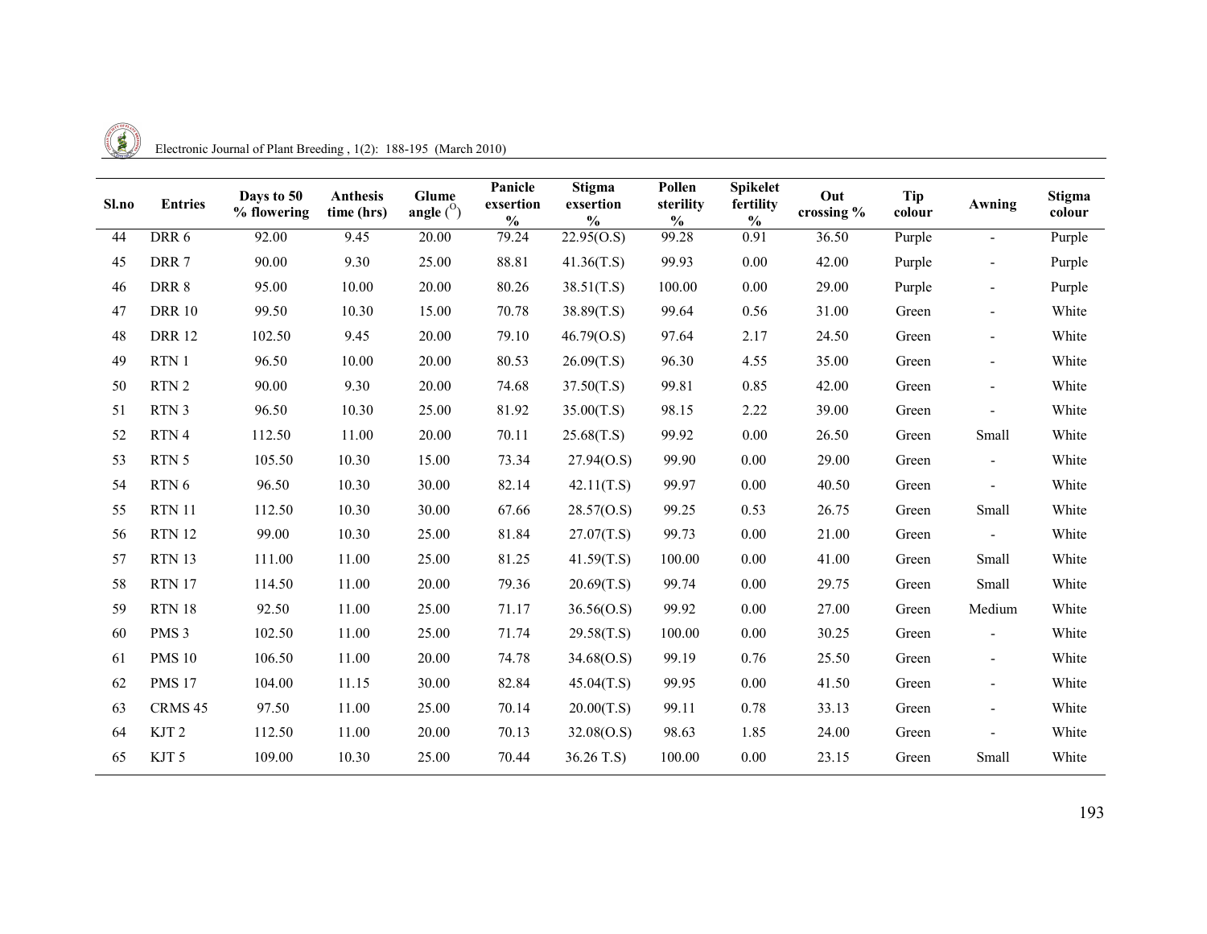| Sl.no | Entries | Days to 50 % flowering | Anthesis time (hrs) | Glume angle ($^{O}$) | Panicle exsertion % | Stigma exsertion % | Pollen sterility % | Spikelet fertility % | Out crossing % | Tip colour | Awning | Stigma colour |
|---|---|---|---|---|---|---|---|---|---|---|---|---|
| 44 | DRR 6 | 92.00 | 9.45 | 20.00 | 79.24 | 22.95(O.S) | 99.28 | 0.91 | 36.50 | Purple | - | Purple |
| 45 | DRR 7 | 90.00 | 9.30 | 25.00 | 88.81 | 41.36(T.S) | 99.93 | 0.00 | 42.00 | Purple | - | Purple |
| 46 | DRR 8 | 95.00 | 10.00 | 20.00 | 80.26 | 38.51(T.S) | 100.00 | 0.00 | 29.00 | Purple | - | Purple |
| 47 | DRR 10 | 99.50 | 10.30 | 15.00 | 70.78 | 38.89(T.S) | 99.64 | 0.56 | 31.00 | Green | - | White |
| 48 | DRR 12 | 102.50 | 9.45 | 20.00 | 79.10 | 46.79(O.S) | 97.64 | 2.17 | 24.50 | Green | - | White |
| 49 | RTN 1 | 96.50 | 10.00 | 20.00 | 80.53 | 26.09(T.S) | 96.30 | 4.55 | 35.00 | Green | - | White |
| 50 | RTN 2 | 90.00 | 9.30 | 20.00 | 74.68 | 37.50(T.S) | 99.81 | 0.85 | 42.00 | Green | - | White |
| 51 | RTN 3 | 96.50 | 10.30 | 25.00 | 81.92 | 35.00(T.S) | 98.15 | 2.22 | 39.00 | Green | - | White |
| 52 | RTN 4 | 112.50 | 11.00 | 20.00 | 70.11 | 25.68(T.S) | 99.92 | 0.00 | 26.50 | Green | Small | White |
| 53 | RTN 5 | 105.50 | 10.30 | 15.00 | 73.34 | 27.94(O.S) | 99.90 | 0.00 | 29.00 | Green | - | White |
| 54 | RTN 6 | 96.50 | 10.30 | 30.00 | 82.14 | 42.11(T.S) | 99.97 | 0.00 | 40.50 | Green | - | White |
| 55 | RTN 11 | 112.50 | 10.30 | 30.00 | 67.66 | 28.57(O.S) | 99.25 | 0.53 | 26.75 | Green | Small | White |
| 56 | RTN 12 | 99.00 | 10.30 | 25.00 | 81.84 | 27.07(T.S) | 99.73 | 0.00 | 21.00 | Green | - | White |
| 57 | RTN 13 | 111.00 | 11.00 | 25.00 | 81.25 | 41.59(T.S) | 100.00 | 0.00 | 41.00 | Green | Small | White |
| 58 | RTN 17 | 114.50 | 11.00 | 20.00 | 79.36 | 20.69(T.S) | 99.74 | 0.00 | 29.75 | Green | Small | White |
| 59 | RTN 18 | 92.50 | 11.00 | 25.00 | 71.17 | 36.56(O.S) | 99.92 | 0.00 | 27.00 | Green | Medium | White |
| 60 | PMS 3 | 102.50 | 11.00 | 25.00 | 71.74 | 29.58(T.S) | 100.00 | 0.00 | 30.25 | Green | - | White |
| 61 | PMS 10 | 106.50 | 11.00 | 20.00 | 74.78 | 34.68(O.S) | 99.19 | 0.76 | 25.50 | Green | - | White |
| 62 | PMS 17 | 104.00 | 11.15 | 30.00 | 82.84 | 45.04(T.S) | 99.95 | 0.00 | 41.50 | Green | - | White |
| 63 | CRMS 45 | 97.50 | 11.00 | 25.00 | 70.14 | 20.00(T.S) | 99.11 | 0.78 | 33.13 | Green | - | White |
| 64 | KJT 2 | 112.50 | 11.00 | 20.00 | 70.13 | 32.08(O.S) | 98.63 | 1.85 | 24.00 | Green | - | White |
| 65 | KJT 5 | 109.00 | 10.30 | 25.00 | 70.44 | 36.26 T.S) | 100.00 | 0.00 | 23.15 | Green | Small | White |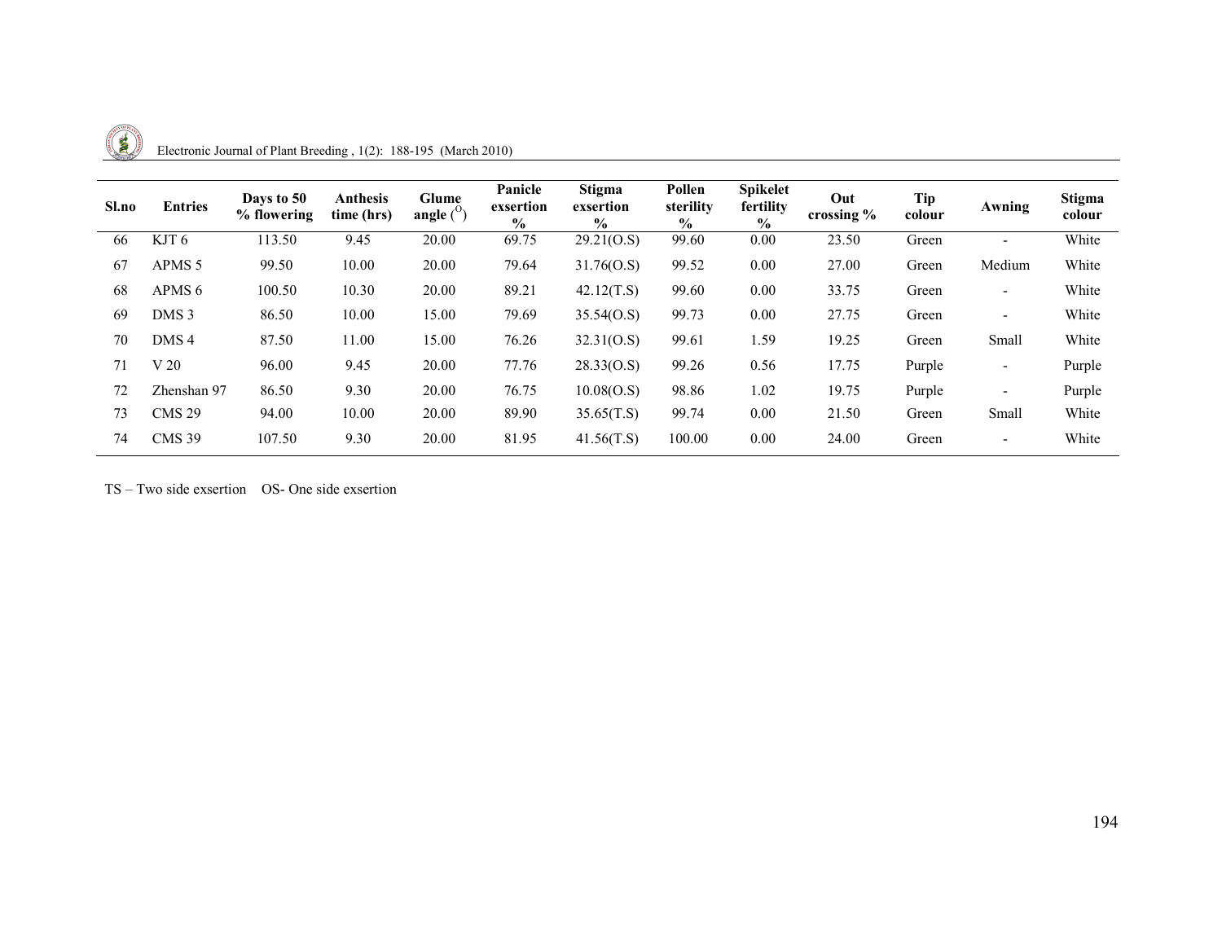| Sl.no | Entries | Days to 50 % flowering | Anthesis time (hrs) | Glume angle ($^{O}$) | Panicle exsertion % | Stigma exsertion % | Pollen sterility % | Spikelet fertility % | Out crossing % | Tip colour | Awning | Stigma colour |
|---|---|---|---|---|---|---|---|---|---|---|---|---|
| 66 | KJT 6 | 113.50 | 9.45 | 20.00 | 69.75 | 29.21(O.S) | 99.60 | 0.00 | 23.50 | Green | - | White |
| 67 | APMS 5 | 99.50 | 10.00 | 20.00 | 79.64 | 31.76(O.S) | 99.52 | 0.00 | 27.00 | Green | Medium | White |
| 68 | APMS 6 | 100.50 | 10.30 | 20.00 | 89.21 | 42.12(T.S) | 99.60 | 0.00 | 33.75 | Green | - | White |
| 69 | DMS 3 | 86.50 | 10.00 | 15.00 | 79.69 | 35.54(O.S) | 99.73 | 0.00 | 27.75 | Green | - | White |
| 70 | DMS 4 | 87.50 | 11.00 | 15.00 | 76.26 | 32.31(O.S) | 99.61 | 1.59 | 19.25 | Green | Small | White |
| 71 | V 20 | 96.00 | 9.45 | 20.00 | 77.76 | 28.33(O.S) | 99.26 | 0.56 | 17.75 | Purple | - | Purple |
| 72 | Zhenshan 97 | 86.50 | 9.30 | 20.00 | 76.75 | 10.08(O.S) | 98.86 | 1.02 | 19.75 | Purple | - | Purple |
| 73 | CMS 29 | 94.00 | 10.00 | 20.00 | 89.90 | 35.65(T.S) | 99.74 | 0.00 | 21.50 | Green | Small | White |
| 74 | CMS 39 | 107.50 | 9.30 | 20.00 | 81.95 | 41.56(T.S) | 100.00 | 0.00 | 24.00 | Green | - | White |

TS – Two side exsertion OS- One side exsertion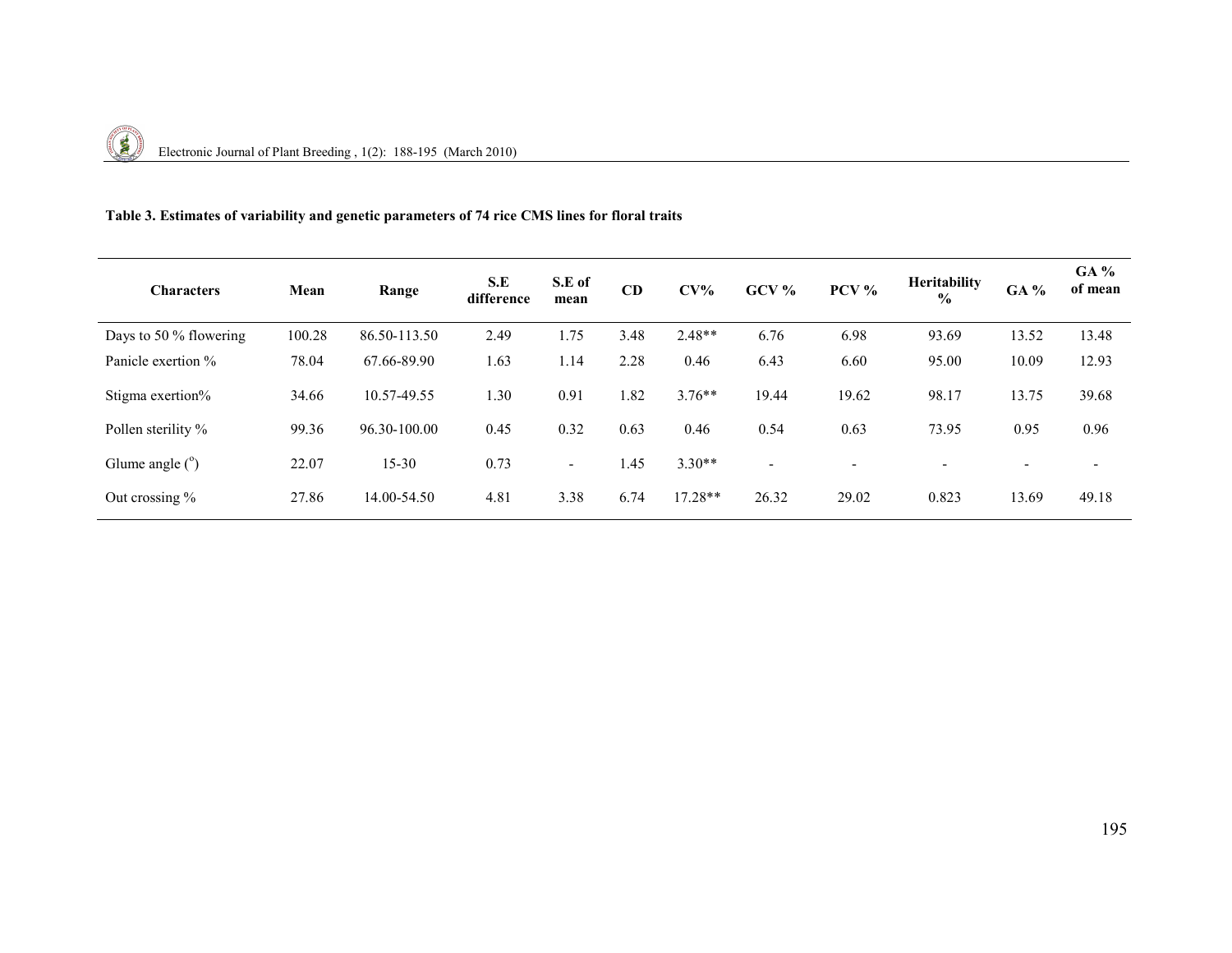**Table 3. Estimates of variability and genetic parameters of 74 rice CMS lines for floral traits**

| Characters | Mean | Range | S.E difference | S.E of mean | CD | CV% | GCV % | PCV % | Heritability % | GA % | GA % of mean |
|---|---|---|---|---|---|---|---|---|---|---|---|
| Days to 50 % flowering | 100.28 | 86.50-113.50 | 2.49 | 1.75 | 3.48 | 2.48** | 6.76 | 6.98 | 93.69 | 13.52 | 13.48 |
| Panicle exertion % | 78.04 | 67.66-89.90 | 1.63 | 1.14 | 2.28 | 0.46 | 6.43 | 6.60 | 95.00 | 10.09 | 12.93 |
| Stigma exertion% | 34.66 | 10.57-49.55 | 1.30 | 0.91 | 1.82 | 3.76** | 19.44 | 19.62 | 98.17 | 13.75 | 39.68 |
| Pollen sterility % | 99.36 | 96.30-100.00 | 0.45 | 0.32 | 0.63 | 0.46 | 0.54 | 0.63 | 73.95 | 0.95 | 0.96 |
| Glume angle ($^{o}$) | 22.07 | 15-30 | 0.73 | - | 1.45 | 3.30** | - | - | - | - | - |
| Out crossing % | 27.86 | 14.00-54.50 | 4.81 | 3.38 | 6.74 | 17.28** | 26.32 | 29.02 | 0.823 | 13.69 | 49.18 |